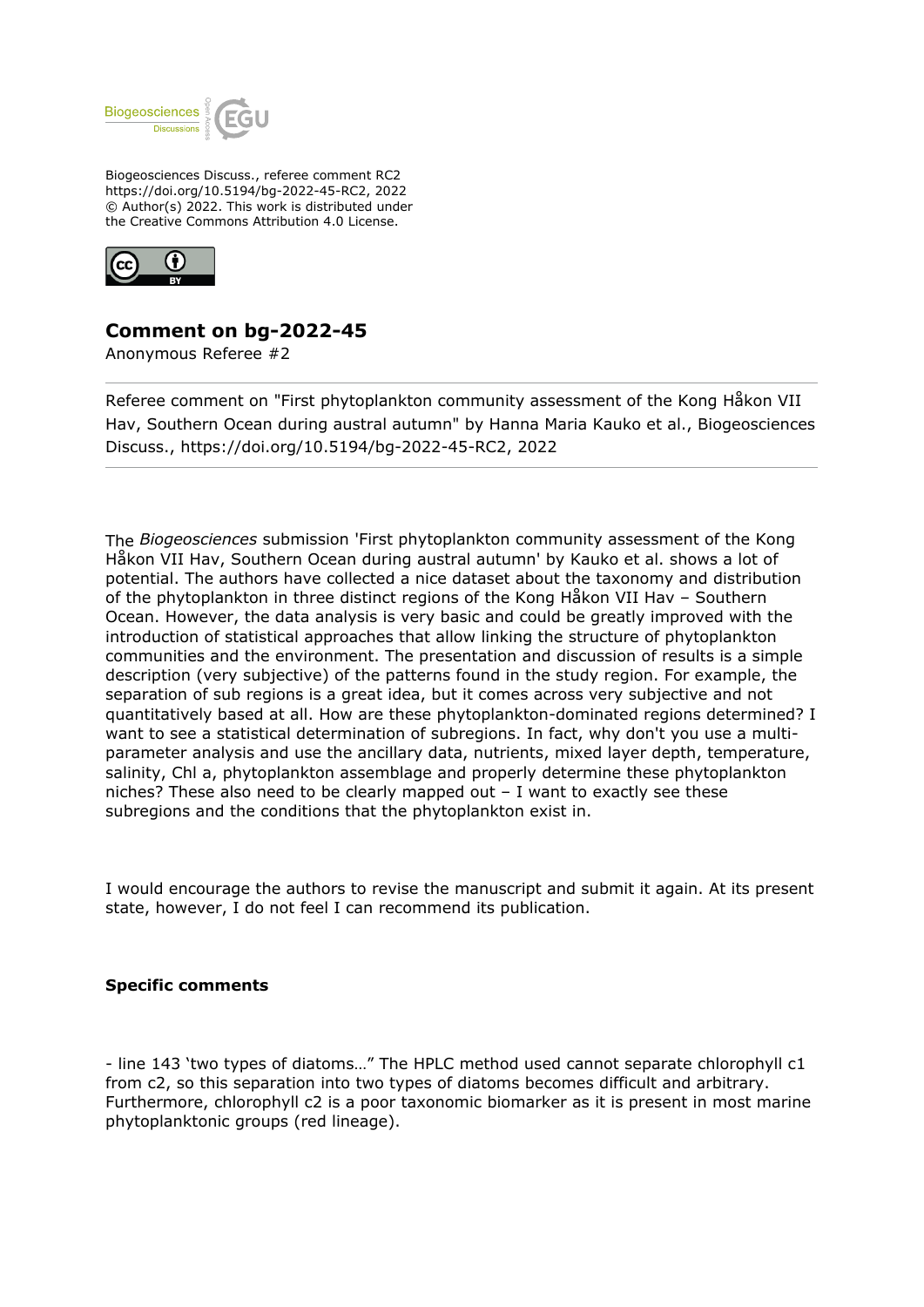Biogeosciences Discuss., referee comment RC2
https://doi.org/10.5194/bg-2022-45-RC2, 2022
© Author(s) 2022. This work is distributed under
the Creative Commons Attribution 4.0 License.

# Comment on bg-2022-45

Anonymous Referee #2

---

Referee comment on "First phytoplankton community assessment of the Kong Håkon VII Hav, Southern Ocean during austral autumn" by Hanna Maria Kauko et al., Biogeosciences Discuss., https://doi.org/10.5194/bg-2022-45-RC2, 2022

---

The *Biogeosciences* submission 'First phytoplankton community assessment of the Kong Håkon VII Hav, Southern Ocean during austral autumn' by Kauko et al. shows a lot of potential. The authors have collected a nice dataset about the taxonomy and distribution of the phytoplankton in three distinct regions of the Kong Håkon VII Hav – Southern Ocean. However, the data analysis is very basic and could be greatly improved with the introduction of statistical approaches that allow linking the structure of phytoplankton communities and the environment. The presentation and discussion of results is a simple description (very subjective) of the patterns found in the study region. For example, the separation of sub regions is a great idea, but it comes across very subjective and not quantitatively based at all. How are these phytoplankton-dominated regions determined? I want to see a statistical determination of subregions. In fact, why don't you use a multi-parameter analysis and use the ancillary data, nutrients, mixed layer depth, temperature, salinity, Chl a, phytoplankton assemblage and properly determine these phytoplankton niches? These also need to be clearly mapped out – I want to exactly see these subregions and the conditions that the phytoplankton exist in.

I would encourage the authors to revise the manuscript and submit it again. At its present state, however, I do not feel I can recommend its publication.

**Specific comments**

- line 143 'two types of diatoms…" The HPLC method used cannot separate chlorophyll c1 from c2, so this separation into two types of diatoms becomes difficult and arbitrary. Furthermore, chlorophyll c2 is a poor taxonomic biomarker as it is present in most marine phytoplanktonic groups (red lineage).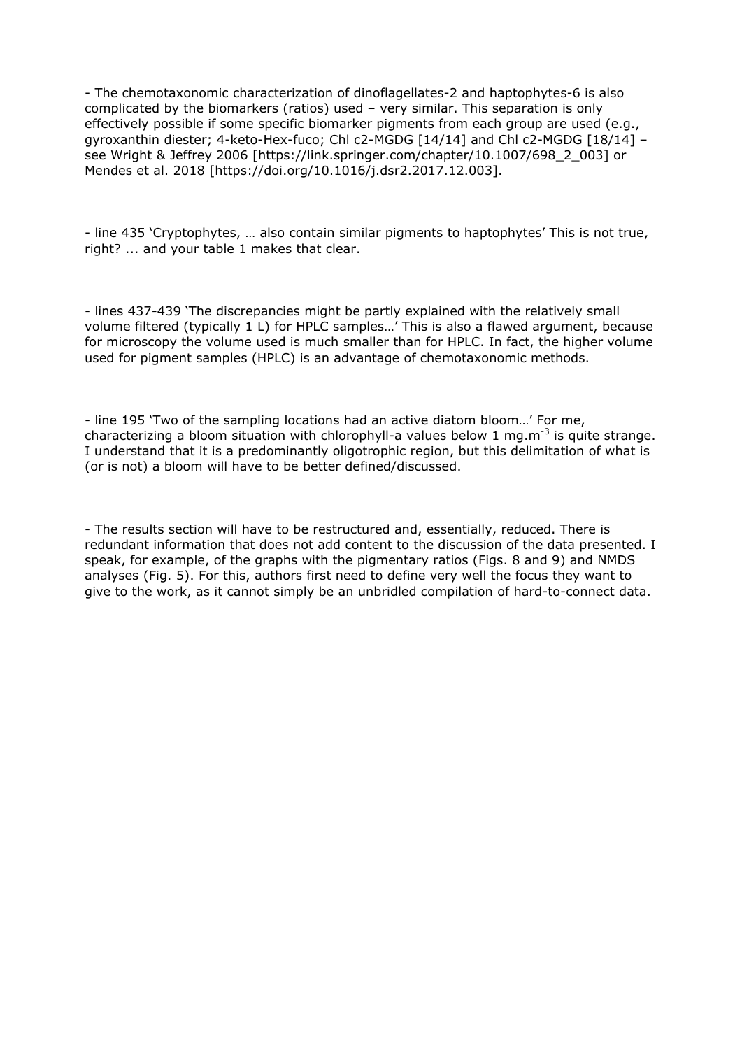- The chemotaxonomic characterization of dinoflagellates-2 and haptophytes-6 is also complicated by the biomarkers (ratios) used – very similar. This separation is only effectively possible if some specific biomarker pigments from each group are used (e.g., gyroxanthin diester; 4-keto-Hex-fuco; Chl c2-MGDG [14/14] and Chl c2-MGDG [18/14] – see Wright & Jeffrey 2006 [https://link.springer.com/chapter/10.1007/698_2_003] or Mendes et al. 2018 [https://doi.org/10.1016/j.dsr2.2017.12.003].

- line 435 'Cryptophytes, … also contain similar pigments to haptophytes' This is not true, right? ... and your table 1 makes that clear.

- lines 437-439 'The discrepancies might be partly explained with the relatively small volume filtered (typically 1 L) for HPLC samples…' This is also a flawed argument, because for microscopy the volume used is much smaller than for HPLC. In fact, the higher volume used for pigment samples (HPLC) is an advantage of chemotaxonomic methods.

- line 195 'Two of the sampling locations had an active diatom bloom…' For me, characterizing a bloom situation with chlorophyll-a values below 1 $mg.m^{-3}$ is quite strange. I understand that it is a predominantly oligotrophic region, but this delimitation of what is (or is not) a bloom will have to be better defined/discussed.

- The results section will have to be restructured and, essentially, reduced. There is redundant information that does not add content to the discussion of the data presented. I speak, for example, of the graphs with the pigmentary ratios (Figs. 8 and 9) and NMDS analyses (Fig. 5). For this, authors first need to define very well the focus they want to give to the work, as it cannot simply be an unbridled compilation of hard-to-connect data.